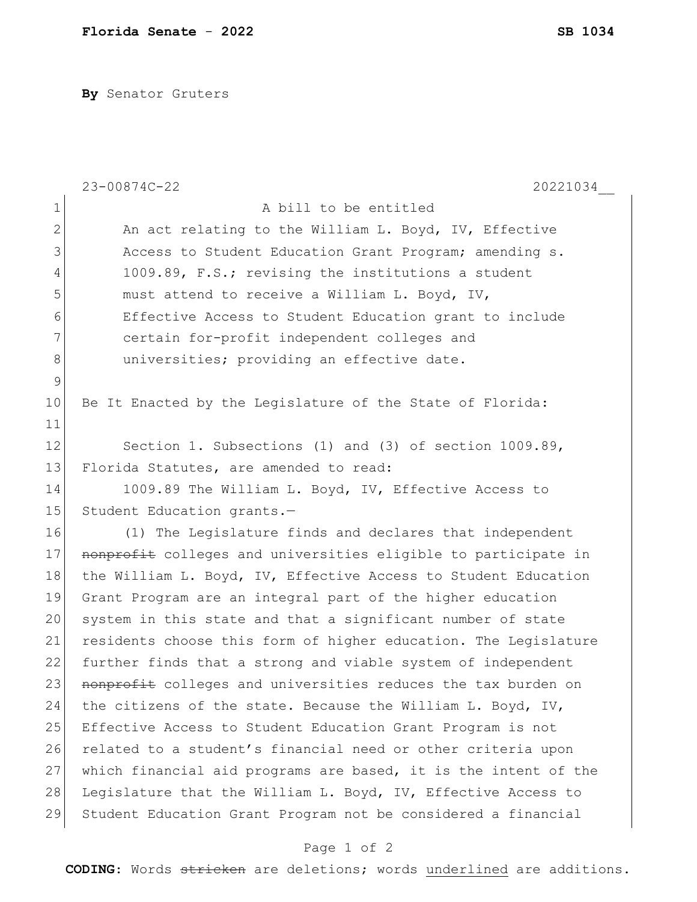**Florida Senate - 2022** **SB 1034**

**By** Senator Gruters

23-00874C-22 20221034__

A bill to be entitled

An act relating to the William L. Boyd, IV, Effective Access to Student Education Grant Program; amending s. 1009.89, F.S.; revising the institutions a student must attend to receive a William L. Boyd, IV, Effective Access to Student Education grant to include certain for-profit independent colleges and universities; providing an effective date.

Be It Enacted by the Legislature of the State of Florida:

Section 1. Subsections (1) and (3) of section 1009.89, Florida Statutes, are amended to read:

1009.89 The William L. Boyd, IV, Effective Access to Student Education grants.—

(1) The Legislature finds and declares that independent ~~nonprofit~~ colleges and universities eligible to participate in the William L. Boyd, IV, Effective Access to Student Education Grant Program are an integral part of the higher education system in this state and that a significant number of state residents choose this form of higher education. The Legislature further finds that a strong and viable system of independent ~~nonprofit~~ colleges and universities reduces the tax burden on the citizens of the state. Because the William L. Boyd, IV, Effective Access to Student Education Grant Program is not related to a student's financial need or other criteria upon which financial aid programs are based, it is the intent of the Legislature that the William L. Boyd, IV, Effective Access to Student Education Grant Program not be considered a financial

**CODING:** Words ~~stricken~~ are deletions; words <u>underlined</u> are additions.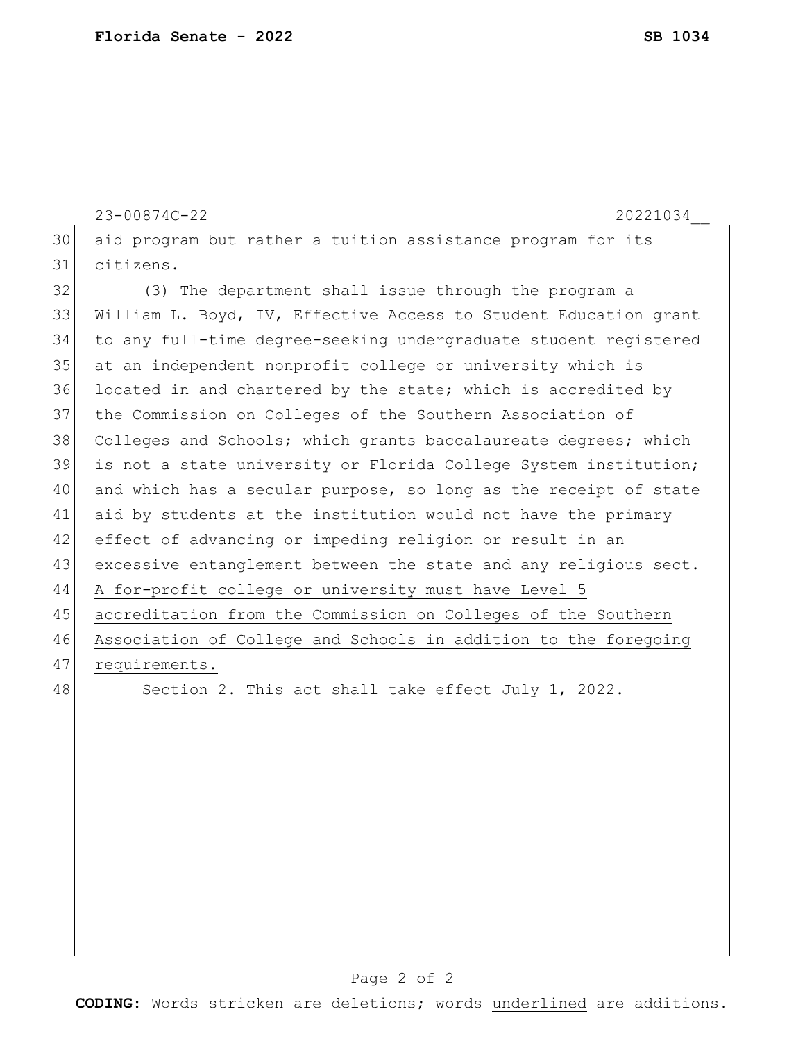aid program but rather a tuition assistance program for its citizens.

(3) The department shall issue through the program a William L. Boyd, IV, Effective Access to Student Education grant to any full-time degree-seeking undergraduate student registered at an independent ~~nonprofit~~ college or university which is located in and chartered by the state; which is accredited by the Commission on Colleges of the Southern Association of Colleges and Schools; which grants baccalaureate degrees; which is not a state university or Florida College System institution; and which has a secular purpose, so long as the receipt of state aid by students at the institution would not have the primary effect of advancing or impeding religion or result in an excessive entanglement between the state and any religious sect. <u>A for-profit college or university must have Level 5 accreditation from the Commission on Colleges of the Southern Association of College and Schools in addition to the foregoing requirements.</u>

Section 2. This act shall take effect July 1, 2022.

**CODING:** Words ~~stricken~~ are deletions; words <u>underlined</u> are additions.